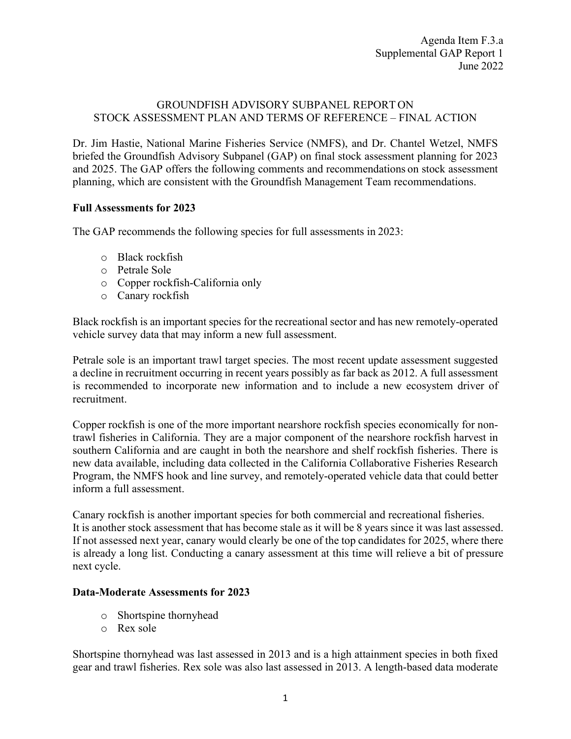Agenda Item F.3.a
Supplemental GAP Report 1
June 2022

# GROUNDFISH ADVISORY SUBPANEL REPORT ON STOCK ASSESSMENT PLAN AND TERMS OF REFERENCE – FINAL ACTION

Dr. Jim Hastie, National Marine Fisheries Service (NMFS), and Dr. Chantel Wetzel, NMFS briefed the Groundfish Advisory Subpanel (GAP) on final stock assessment planning for 2023 and 2025. The GAP offers the following comments and recommendations on stock assessment planning, which are consistent with the Groundfish Management Team recommendations.

## Full Assessments for 2023

The GAP recommends the following species for full assessments in 2023:

- Black rockfish
- Petrale Sole
- Copper rockfish-California only
- Canary rockfish

Black rockfish is an important species for the recreational sector and has new remotely-operated vehicle survey data that may inform a new full assessment.

Petrale sole is an important trawl target species. The most recent update assessment suggested a decline in recruitment occurring in recent years possibly as far back as 2012. A full assessment is recommended to incorporate new information and to include a new ecosystem driver of recruitment.

Copper rockfish is one of the more important nearshore rockfish species economically for non-trawl fisheries in California. They are a major component of the nearshore rockfish harvest in southern California and are caught in both the nearshore and shelf rockfish fisheries. There is new data available, including data collected in the California Collaborative Fisheries Research Program, the NMFS hook and line survey, and remotely-operated vehicle data that could better inform a full assessment.

Canary rockfish is another important species for both commercial and recreational fisheries. It is another stock assessment that has become stale as it will be 8 years since it was last assessed. If not assessed next year, canary would clearly be one of the top candidates for 2025, where there is already a long list. Conducting a canary assessment at this time will relieve a bit of pressure next cycle.

## Data-Moderate Assessments for 2023

- Shortspine thornyhead
- Rex sole

Shortspine thornyhead was last assessed in 2013 and is a high attainment species in both fixed gear and trawl fisheries. Rex sole was also last assessed in 2013. A length-based data moderate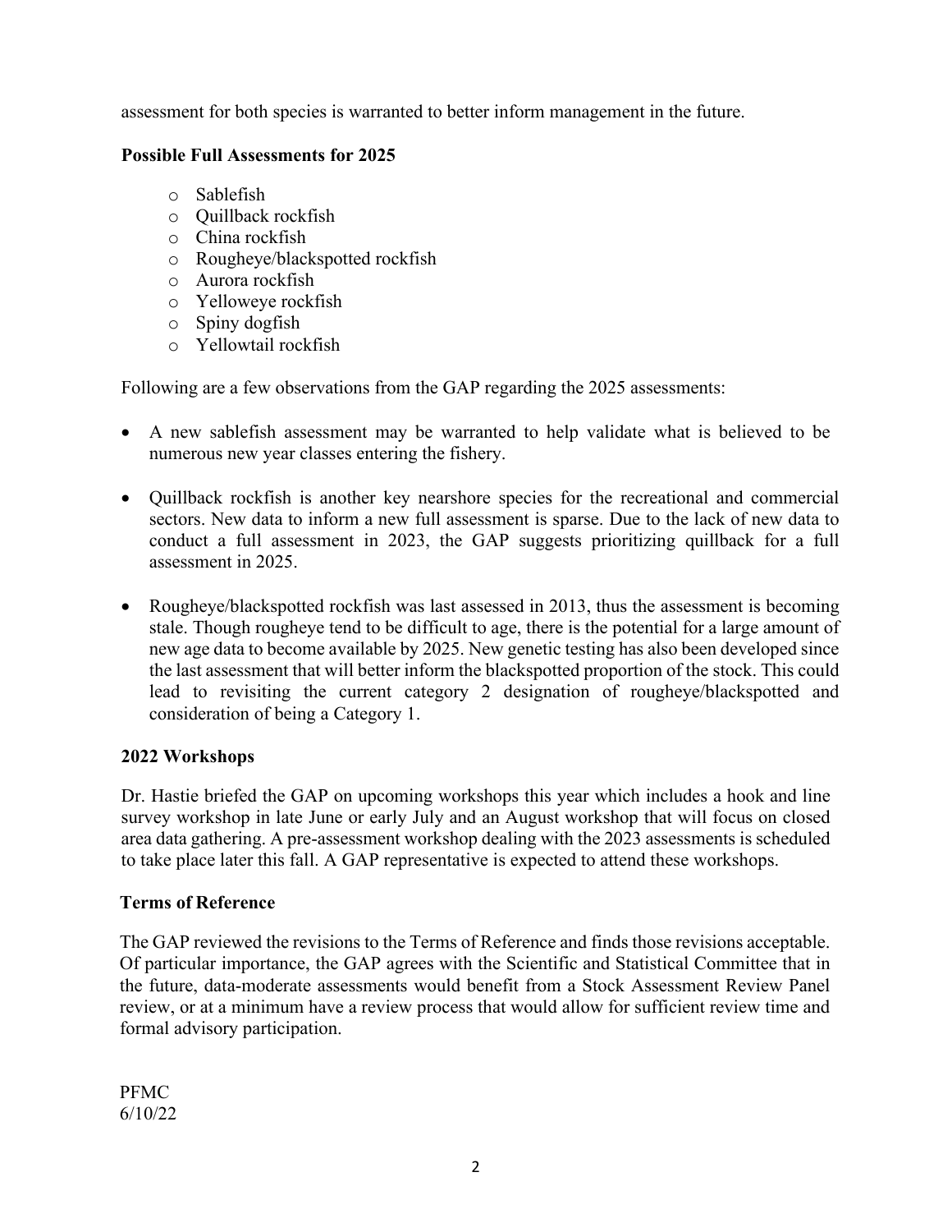assessment for both species is warranted to better inform management in the future.

**Possible Full Assessments for 2025**

- Sablefish
- Quillback rockfish
- China rockfish
- Rougheye/blackspotted rockfish
- Aurora rockfish
- Yelloweye rockfish
- Spiny dogfish
- Yellowtail rockfish

Following are a few observations from the GAP regarding the 2025 assessments:

- A new sablefish assessment may be warranted to help validate what is believed to be numerous new year classes entering the fishery.
- Quillback rockfish is another key nearshore species for the recreational and commercial sectors. New data to inform a new full assessment is sparse. Due to the lack of new data to conduct a full assessment in 2023, the GAP suggests prioritizing quillback for a full assessment in 2025.
- Rougheye/blackspotted rockfish was last assessed in 2013, thus the assessment is becoming stale. Though rougheye tend to be difficult to age, there is the potential for a large amount of new age data to become available by 2025. New genetic testing has also been developed since the last assessment that will better inform the blackspotted proportion of the stock. This could lead to revisiting the current category 2 designation of rougheye/blackspotted and consideration of being a Category 1.

**2022 Workshops**

Dr. Hastie briefed the GAP on upcoming workshops this year which includes a hook and line survey workshop in late June or early July and an August workshop that will focus on closed area data gathering. A pre-assessment workshop dealing with the 2023 assessments is scheduled to take place later this fall. A GAP representative is expected to attend these workshops.

**Terms of Reference**

The GAP reviewed the revisions to the Terms of Reference and finds those revisions acceptable. Of particular importance, the GAP agrees with the Scientific and Statistical Committee that in the future, data-moderate assessments would benefit from a Stock Assessment Review Panel review, or at a minimum have a review process that would allow for sufficient review time and formal advisory participation.

PFMC
6/10/22